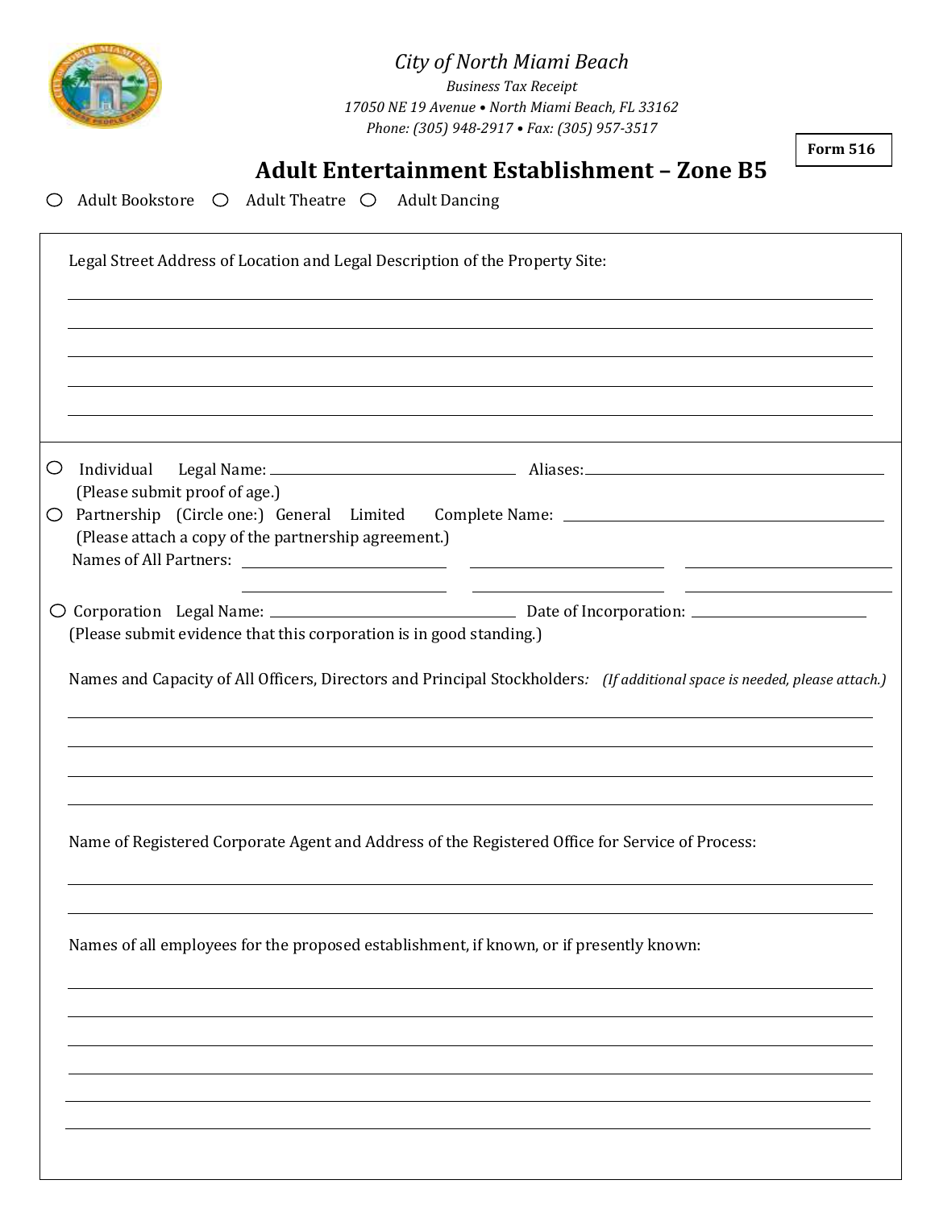*City of North Miami Beach*

*Business Tax Receipt*

*17050 NE 19 Avenue • North Miami Beach, FL 33162*

*Phone: (305) 948-2917 • Fax: (305) 957-3517*

**Form 516**

# Adult Entertainment Establishment – Zone B5

○ Adult Bookstore ○ Adult Theatre ○ Adult Dancing

Legal Street Address of Location and Legal Description of the Property Site:

_______________________________________________

_______________________________________________

_______________________________________________

_______________________________________________

_______________________________________________

○ Individual Legal Name: ______________________ Aliases: ______________________
(Please submit proof of age.)

○ Partnership (Circle one:) General Limited Complete Name: ______________________
(Please attach a copy of the partnership agreement.)
Names of All Partners: ______________ ______________ ______________
______________ ______________ ______________

○ Corporation Legal Name: ______________________ Date of Incorporation: ______________
(Please submit evidence that this corporation is in good standing.)

Names and Capacity of All Officers, Directors and Principal Stockholders*: (If additional space is needed, please attach.)*

_______________________________________________

_______________________________________________

_______________________________________________

_______________________________________________

Name of Registered Corporate Agent and Address of the Registered Office for Service of Process:

_______________________________________________

_______________________________________________

Names of all employees for the proposed establishment, if known, or if presently known:

_______________________________________________

_______________________________________________

_______________________________________________

_______________________________________________

_______________________________________________

_______________________________________________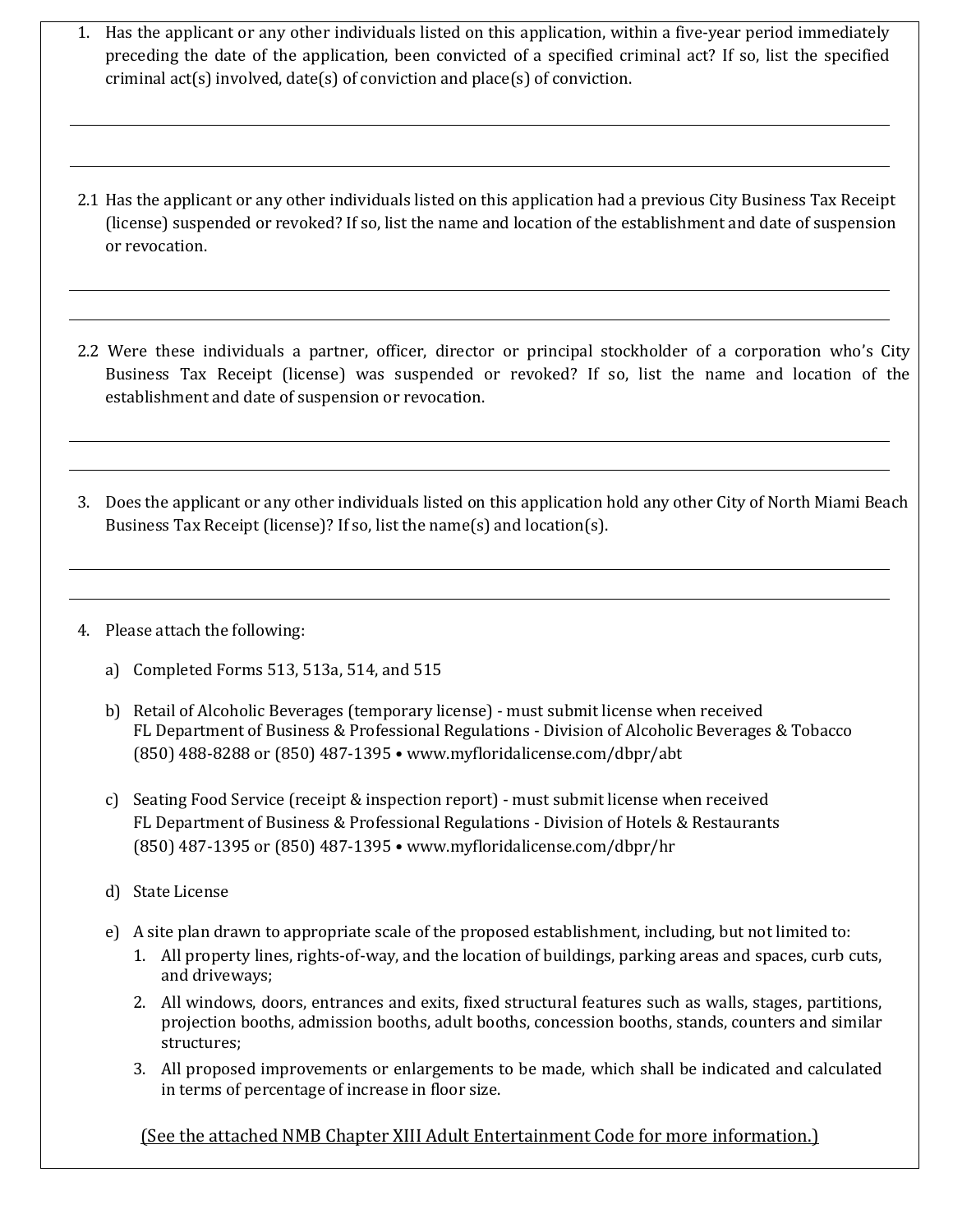1. Has the applicant or any other individuals listed on this application, within a five-year period immediately preceding the date of the application, been convicted of a specified criminal act? If so, list the specified criminal act(s) involved, date(s) of conviction and place(s) of conviction.

_______________________________________________

_______________________________________________

2.1 Has the applicant or any other individuals listed on this application had a previous City Business Tax Receipt (license) suspended or revoked? If so, list the name and location of the establishment and date of suspension or revocation.

_______________________________________________

_______________________________________________

2.2 Were these individuals a partner, officer, director or principal stockholder of a corporation who's City Business Tax Receipt (license) was suspended or revoked? If so, list the name and location of the establishment and date of suspension or revocation.

_______________________________________________

_______________________________________________

3. Does the applicant or any other individuals listed on this application hold any other City of North Miami Beach Business Tax Receipt (license)? If so, list the name(s) and location(s).

_______________________________________________

_______________________________________________

4. Please attach the following:

   a) Completed Forms 513, 513a, 514, and 515

   b) Retail of Alcoholic Beverages (temporary license) - must submit license when received
      FL Department of Business & Professional Regulations - Division of Alcoholic Beverages & Tobacco
      (850) 488-8288 or (850) 487-1395 • www.myfloridalicense.com/dbpr/abt

   c) Seating Food Service (receipt & inspection report) - must submit license when received
      FL Department of Business & Professional Regulations - Division of Hotels & Restaurants
      (850) 487-1395 or (850) 487-1395 • www.myfloridalicense.com/dbpr/hr

   d) State License

   e) A site plan drawn to appropriate scale of the proposed establishment, including, but not limited to:
      1. All property lines, rights-of-way, and the location of buildings, parking areas and spaces, curb cuts, and driveways;
      2. All windows, doors, entrances and exits, fixed structural features such as walls, stages, partitions, projection booths, admission booths, adult booths, concession booths, stands, counters and similar structures;
      3. All proposed improvements or enlargements to be made, which shall be indicated and calculated in terms of percentage of increase in floor size.

(See the attached NMB Chapter XIII Adult Entertainment Code for more information.)